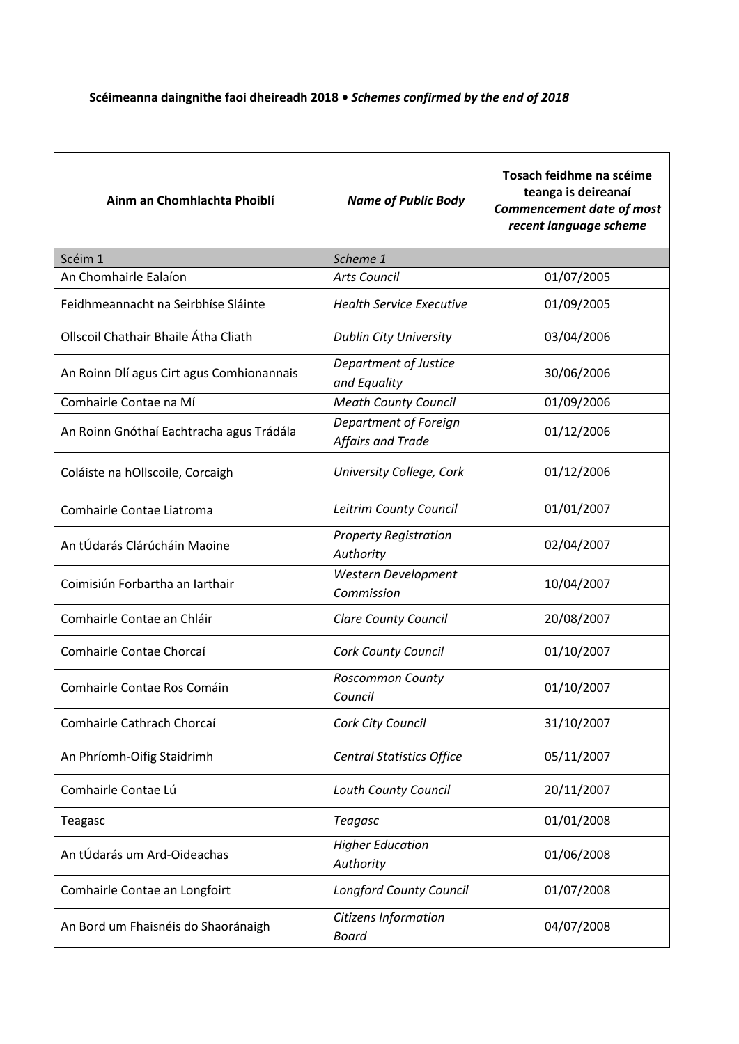**Scéimeanna daingnithe faoi dheireadh 2018 •** ***Schemes confirmed by the end of 2018***

| **Ainm an Chomhlachta Phoiblí** | ***Name of Public Body*** | **Tosach feidhme na scéime teanga is deireanaí** ***Commencement date of most recent language scheme*** |
|---|---|---|
| Scéim 1 | *Scheme 1* | |
| An Chomhairle Ealaíon | *Arts Council* | 01/07/2005 |
| Feidhmeannacht na Seirbhíse Sláinte | *Health Service Executive* | 01/09/2005 |
| Ollscoil Chathair Bhaile Átha Cliath | *Dublin City University* | 03/04/2006 |
| An Roinn Dlí agus Cirt agus Comhionannais | *Department of Justice and Equality* | 30/06/2006 |
| Comhairle Contae na Mí | *Meath County Council* | 01/09/2006 |
| An Roinn Gnóthaí Eachtracha agus Trádála | *Department of Foreign Affairs and Trade* | 01/12/2006 |
| Coláiste na hOllscoile, Corcaigh | *University College, Cork* | 01/12/2006 |
| Comhairle Contae Liatroma | *Leitrim County Council* | 01/01/2007 |
| An tÚdarás Clárúcháin Maoine | *Property Registration Authority* | 02/04/2007 |
| Coimisiún Forbartha an Iarthair | *Western Development Commission* | 10/04/2007 |
| Comhairle Contae an Chláir | *Clare County Council* | 20/08/2007 |
| Comhairle Contae Chorcaí | *Cork County Council* | 01/10/2007 |
| Comhairle Contae Ros Comáin | *Roscommon County Council* | 01/10/2007 |
| Comhairle Cathrach Chorcaí | *Cork City Council* | 31/10/2007 |
| An Phríomh-Oifig Staidrimh | *Central Statistics Office* | 05/11/2007 |
| Comhairle Contae Lú | *Louth County Council* | 20/11/2007 |
| Teagasc | *Teagasc* | 01/01/2008 |
| An tÚdarás um Ard-Oideachas | *Higher Education Authority* | 01/06/2008 |
| Comhairle Contae an Longfoirt | *Longford County Council* | 01/07/2008 |
| An Bord um Fhaisnéis do Shaoránaigh | *Citizens Information Board* | 04/07/2008 |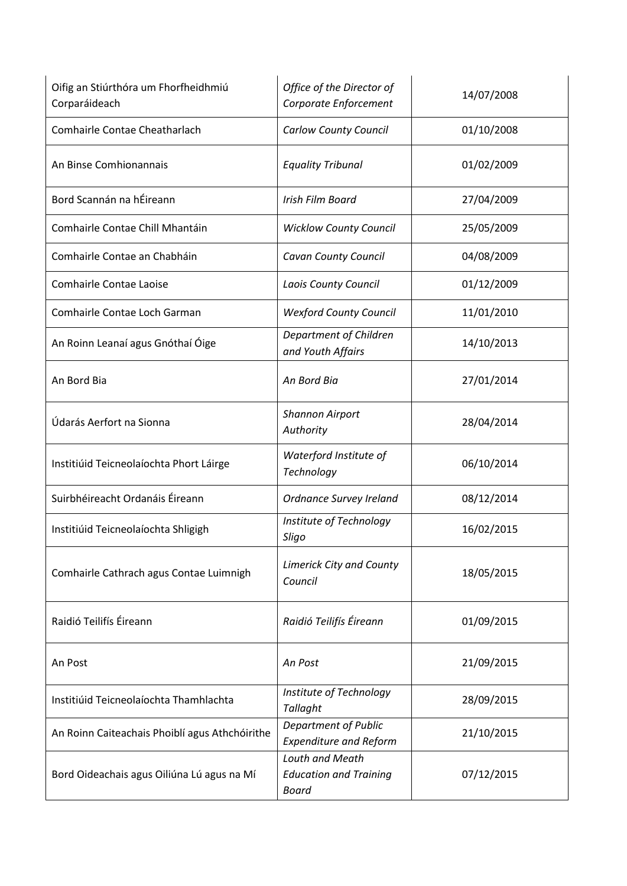| Oifig an Stiúrthóra um Fhorfheidhmiú Corparáideach | *Office of the Director of Corporate Enforcement* | 14/07/2008 |
|---|---|---|
| Comhairle Contae Cheatharlach | *Carlow County Council* | 01/10/2008 |
| An Binse Comhionannais | *Equality Tribunal* | 01/02/2009 |
| Bord Scannán na hÉireann | *Irish Film Board* | 27/04/2009 |
| Comhairle Contae Chill Mhantáin | *Wicklow County Council* | 25/05/2009 |
| Comhairle Contae an Chabháin | *Cavan County Council* | 04/08/2009 |
| Comhairle Contae Laoise | *Laois County Council* | 01/12/2009 |
| Comhairle Contae Loch Garman | *Wexford County Council* | 11/01/2010 |
| An Roinn Leanaí agus Gnóthaí Óige | *Department of Children and Youth Affairs* | 14/10/2013 |
| An Bord Bia | *An Bord Bia* | 27/01/2014 |
| Údarás Aerfort na Sionna | *Shannon Airport Authority* | 28/04/2014 |
| Institiúid Teicneolaíochta Phort Láirge | *Waterford Institute of Technology* | 06/10/2014 |
| Suirbhéireacht Ordanáis Éireann | *Ordnance Survey Ireland* | 08/12/2014 |
| Institiúid Teicneolaíochta Shligigh | *Institute of Technology Sligo* | 16/02/2015 |
| Comhairle Cathrach agus Contae Luimnigh | *Limerick City and County Council* | 18/05/2015 |
| Raidió Teilifís Éireann | *Raidió Teilifís Éireann* | 01/09/2015 |
| An Post | *An Post* | 21/09/2015 |
| Institiúid Teicneolaíochta Thamhlachta | *Institute of Technology Tallaght* | 28/09/2015 |
| An Roinn Caiteachais Phoiblí agus Athchóirithe | *Department of Public Expenditure and Reform* | 21/10/2015 |
| Bord Oideachais agus Oiliúna Lú agus na Mí | *Louth and Meath Education and Training Board* | 07/12/2015 |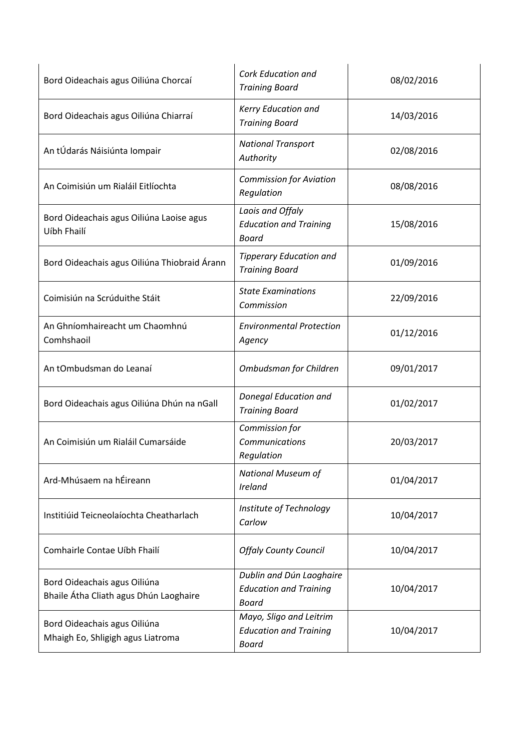| | | |
|---|---|---|
| Bord Oideachais agus Oiliúna Chorcaí | *Cork Education and Training Board* | 08/02/2016 |
| Bord Oideachais agus Oiliúna Chiarraí | *Kerry Education and Training Board* | 14/03/2016 |
| An tÚdarás Náisiúnta Iompair | *National Transport Authority* | 02/08/2016 |
| An Coimisiún um Rialáil Eitlíochta | *Commission for Aviation Regulation* | 08/08/2016 |
| Bord Oideachais agus Oiliúna Laoise agus Uíbh Fhailí | *Laois and Offaly Education and Training Board* | 15/08/2016 |
| Bord Oideachais agus Oiliúna Thiobraid Árann | *Tipperary Education and Training Board* | 01/09/2016 |
| Coimisiún na Scrúduithe Stáit | *State Examinations Commission* | 22/09/2016 |
| An Ghníomhaireacht um Chaomhnú Comhshaoil | *Environmental Protection Agency* | 01/12/2016 |
| An tOmbudsman do Leanaí | *Ombudsman for Children* | 09/01/2017 |
| Bord Oideachais agus Oiliúna Dhún na nGall | *Donegal Education and Training Board* | 01/02/2017 |
| An Coimisiún um Rialáil Cumarsáide | *Commission for Communications Regulation* | 20/03/2017 |
| Ard-Mhúsaem na hÉireann | *National Museum of Ireland* | 01/04/2017 |
| Institiúid Teicneolaíochta Cheatharlach | *Institute of Technology Carlow* | 10/04/2017 |
| Comhairle Contae Uíbh Fhailí | *Offaly County Council* | 10/04/2017 |
| Bord Oideachais agus Oiliúna Bhaile Átha Cliath agus Dhún Laoghaire | *Dublin and Dún Laoghaire Education and Training Board* | 10/04/2017 |
| Bord Oideachais agus Oiliúna Mhaigh Eo, Shligigh agus Liatroma | *Mayo, Sligo and Leitrim Education and Training Board* | 10/04/2017 |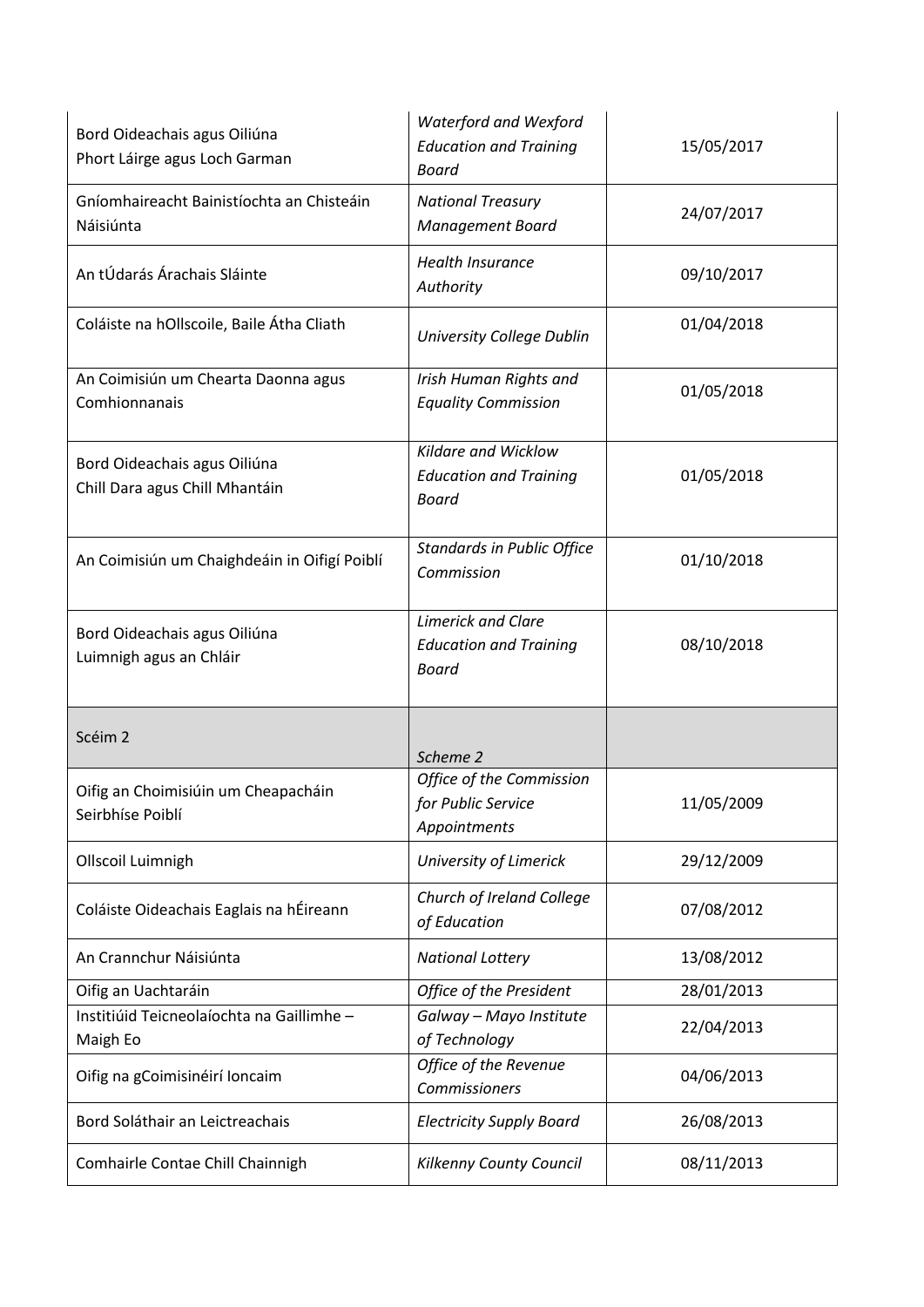| | | |
|---|---|---|
| Bord Oideachais agus Oiliúna Phort Láirge agus Loch Garman | *Waterford and Wexford Education and Training Board* | 15/05/2017 |
| Gníomhaireacht Bainistíochta an Chisteáin Náisiúnta | *National Treasury Management Board* | 24/07/2017 |
| An tÚdarás Árachais Sláinte | *Health Insurance Authority* | 09/10/2017 |
| Coláiste na hOllscoile, Baile Átha Cliath | *University College Dublin* | 01/04/2018 |
| An Coimisiún um Chearta Daonna agus Comhionnanais | *Irish Human Rights and Equality Commission* | 01/05/2018 |
| Bord Oideachais agus Oiliúna Chill Dara agus Chill Mhantáin | *Kildare and Wicklow Education and Training Board* | 01/05/2018 |
| An Coimisiún um Chaighdeáin in Oifigí Poiblí | *Standards in Public Office Commission* | 01/10/2018 |
| Bord Oideachais agus Oiliúna Luimnigh agus an Chláir | *Limerick and Clare Education and Training Board* | 08/10/2018 |
| Scéim 2 | *Scheme 2* | |
| Oifig an Choimisiúin um Cheapacháin Seirbhíse Poiblí | *Office of the Commission for Public Service Appointments* | 11/05/2009 |
| Ollscoil Luimnigh | *University of Limerick* | 29/12/2009 |
| Coláiste Oideachais Eaglais na hÉireann | *Church of Ireland College of Education* | 07/08/2012 |
| An Crannchur Náisiúnta | *National Lottery* | 13/08/2012 |
| Oifig an Uachtaráin | *Office of the President* | 28/01/2013 |
| Institiúid Teicneolaíochta na Gaillimhe – Maigh Eo | *Galway – Mayo Institute of Technology* | 22/04/2013 |
| Oifig na gCoimisinéirí Ioncaim | *Office of the Revenue Commissioners* | 04/06/2013 |
| Bord Soláthair an Leictreachais | *Electricity Supply Board* | 26/08/2013 |
| Comhairle Contae Chill Chainnigh | *Kilkenny County Council* | 08/11/2013 |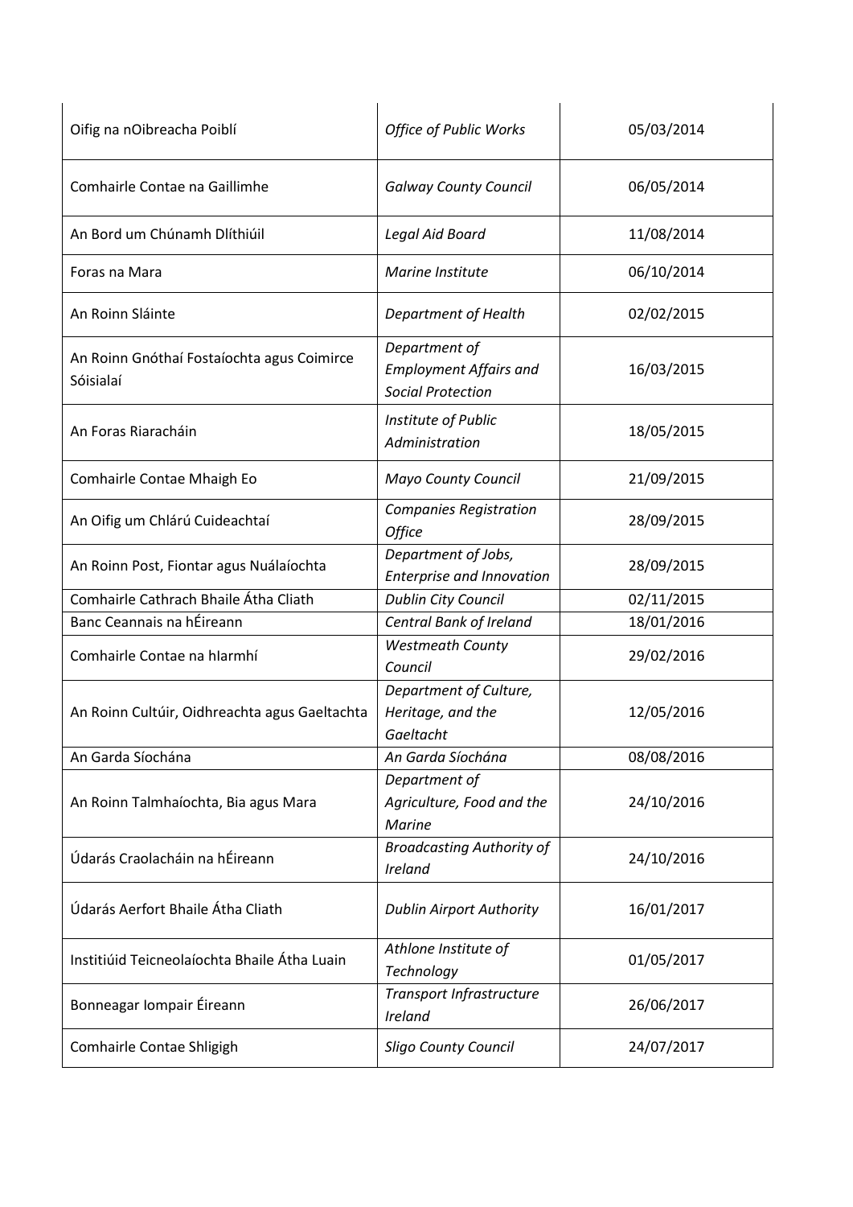| Oifig na nOibreacha Poiblí | *Office of Public Works* | 05/03/2014 |
|---|---|---|
| Comhairle Contae na Gaillimhe | *Galway County Council* | 06/05/2014 |
| An Bord um Chúnamh Dlíthiúil | *Legal Aid Board* | 11/08/2014 |
| Foras na Mara | *Marine Institute* | 06/10/2014 |
| An Roinn Sláinte | *Department of Health* | 02/02/2015 |
| An Roinn Gnóthaí Fostaíochta agus Coimirce Sóisialaí | *Department of Employment Affairs and Social Protection* | 16/03/2015 |
| An Foras Riaracháin | *Institute of Public Administration* | 18/05/2015 |
| Comhairle Contae Mhaigh Eo | *Mayo County Council* | 21/09/2015 |
| An Oifig um Chlárú Cuideachtaí | *Companies Registration Office* | 28/09/2015 |
| An Roinn Post, Fiontar agus Nuálaíochta | *Department of Jobs, Enterprise and Innovation* | 28/09/2015 |
| Comhairle Cathrach Bhaile Átha Cliath | *Dublin City Council* | 02/11/2015 |
| Banc Ceannais na hÉireann | *Central Bank of Ireland* | 18/01/2016 |
| Comhairle Contae na hIarmhí | *Westmeath County Council* | 29/02/2016 |
| An Roinn Cultúir, Oidhreachta agus Gaeltachta | *Department of Culture, Heritage, and the Gaeltacht* | 12/05/2016 |
| An Garda Síochána | *An Garda Síochána* | 08/08/2016 |
| An Roinn Talmhaíochta, Bia agus Mara | *Department of Agriculture, Food and the Marine* | 24/10/2016 |
| Údarás Craolacháin na hÉireann | *Broadcasting Authority of Ireland* | 24/10/2016 |
| Údarás Aerfort Bhaile Átha Cliath | *Dublin Airport Authority* | 16/01/2017 |
| Institiúid Teicneolaíochta Bhaile Átha Luain | *Athlone Institute of Technology* | 01/05/2017 |
| Bonneagar Iompair Éireann | *Transport Infrastructure Ireland* | 26/06/2017 |
| Comhairle Contae Shligigh | *Sligo County Council* | 24/07/2017 |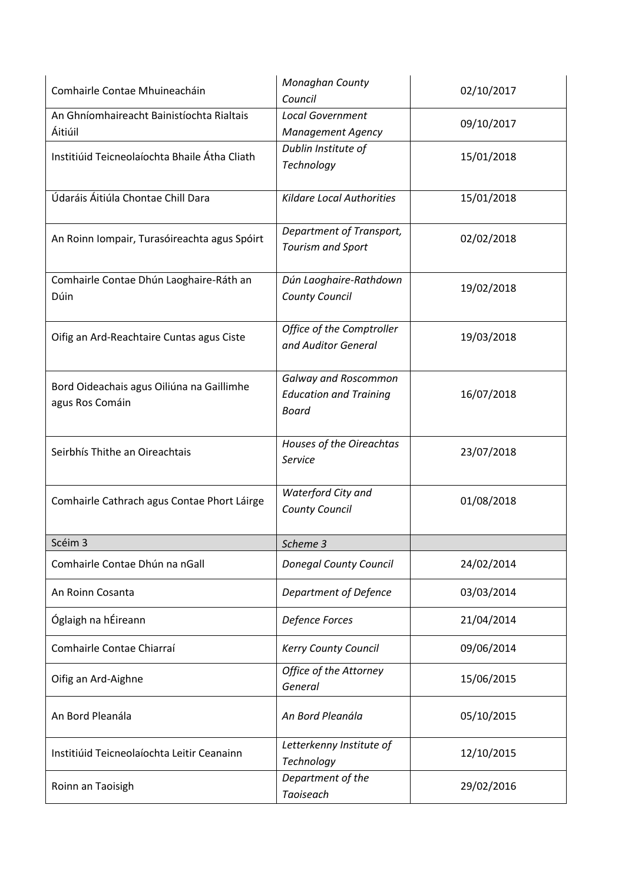| Comhairle Contae Mhuineacháin | *Monaghan County Council* | 02/10/2017 |
|---|---|---|
| An Ghníomhaireacht Bainistíochta Rialtais Áitiúil | *Local Government Management Agency* | 09/10/2017 |
| Institiúid Teicneolaíochta Bhaile Átha Cliath | *Dublin Institute of Technology* | 15/01/2018 |
| Údaráis Áitiúla Chontae Chill Dara | *Kildare Local Authorities* | 15/01/2018 |
| An Roinn Iompair, Turasóireachta agus Spóirt | *Department of Transport, Tourism and Sport* | 02/02/2018 |
| Comhairle Contae Dhún Laoghaire-Ráth an Dúin | *Dún Laoghaire-Rathdown County Council* | 19/02/2018 |
| Oifig an Ard-Reachtaire Cuntas agus Ciste | *Office of the Comptroller and Auditor General* | 19/03/2018 |
| Bord Oideachais agus Oiliúna na Gaillimhe agus Ros Comáin | *Galway and Roscommon Education and Training Board* | 16/07/2018 |
| Seirbhís Thithe an Oireachtais | *Houses of the Oireachtas Service* | 23/07/2018 |
| Comhairle Cathrach agus Contae Phort Láirge | *Waterford City and County Council* | 01/08/2018 |
| Scéim 3 | *Scheme 3* | |
| Comhairle Contae Dhún na nGall | *Donegal County Council* | 24/02/2014 |
| An Roinn Cosanta | *Department of Defence* | 03/03/2014 |
| Óglaigh na hÉireann | *Defence Forces* | 21/04/2014 |
| Comhairle Contae Chiarraí | *Kerry County Council* | 09/06/2014 |
| Oifig an Ard-Aighne | *Office of the Attorney General* | 15/06/2015 |
| An Bord Pleanála | *An Bord Pleanála* | 05/10/2015 |
| Institiúid Teicneolaíochta Leitir Ceanainn | *Letterkenny Institute of Technology* | 12/10/2015 |
| Roinn an Taoisigh | *Department of the Taoiseach* | 29/02/2016 |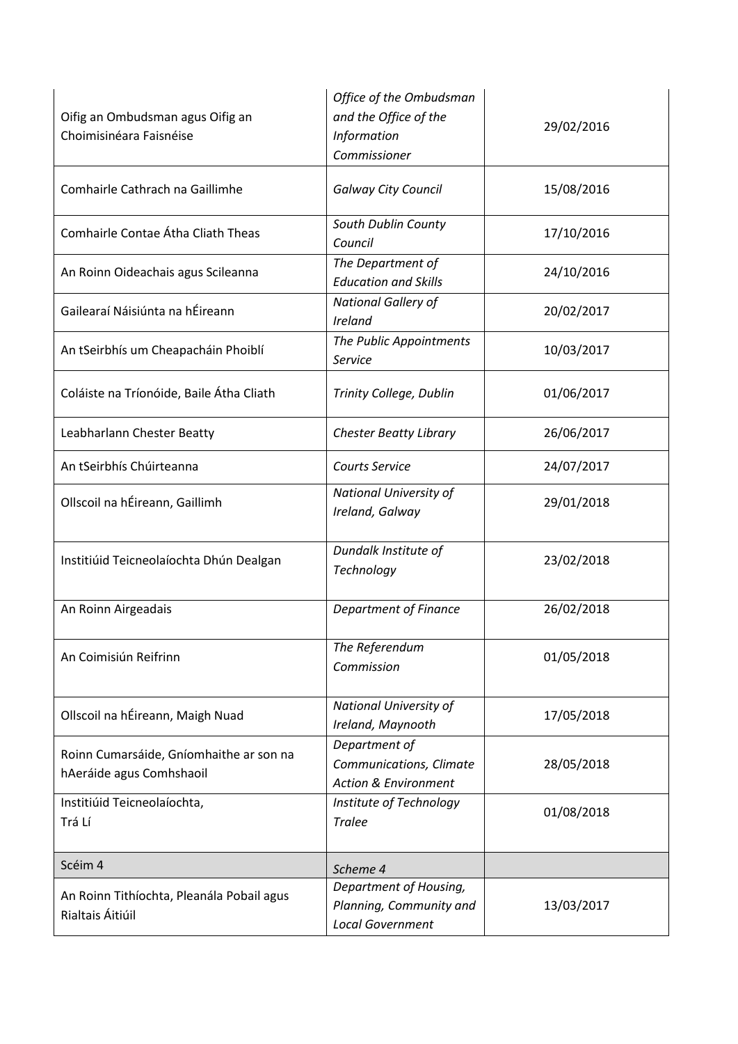| | | |
|---|---|---|
| Oifig an Ombudsman agus Oifig an Choimisinéara Faisnéise | *Office of the Ombudsman and the Office of the Information Commissioner* | 29/02/2016 |
| Comhairle Cathrach na Gaillimhe | *Galway City Council* | 15/08/2016 |
| Comhairle Contae Átha Cliath Theas | *South Dublin County Council* | 17/10/2016 |
| An Roinn Oideachais agus Scileanna | *The Department of Education and Skills* | 24/10/2016 |
| Gailearaí Náisiúnta na hÉireann | *National Gallery of Ireland* | 20/02/2017 |
| An tSeirbhís um Cheapacháin Phoiblí | *The Public Appointments Service* | 10/03/2017 |
| Coláiste na Tríonóide, Baile Átha Cliath | *Trinity College, Dublin* | 01/06/2017 |
| Leabharlann Chester Beatty | *Chester Beatty Library* | 26/06/2017 |
| An tSeirbhís Chúirteanna | *Courts Service* | 24/07/2017 |
| Ollscoil na hÉireann, Gaillimh | *National University of Ireland, Galway* | 29/01/2018 |
| Institiúid Teicneolaíochta Dhún Dealgan | *Dundalk Institute of Technology* | 23/02/2018 |
| An Roinn Airgeadais | *Department of Finance* | 26/02/2018 |
| An Coimisiún Reifrinn | *The Referendum Commission* | 01/05/2018 |
| Ollscoil na hÉireann, Maigh Nuad | *National University of Ireland, Maynooth* | 17/05/2018 |
| Roinn Cumarsáide, Gníomhaithe ar son na hAeráide agus Comhshaoil | *Department of Communications, Climate Action & Environment* | 28/05/2018 |
| Institiúid Teicneolaíochta, Trá Lí | *Institute of Technology Tralee* | 01/08/2018 |
| Scéim 4 | *Scheme 4* | |
| An Roinn Tithíochta, Pleanála Pobail agus Rialtais Áitiúil | *Department of Housing, Planning, Community and Local Government* | 13/03/2017 |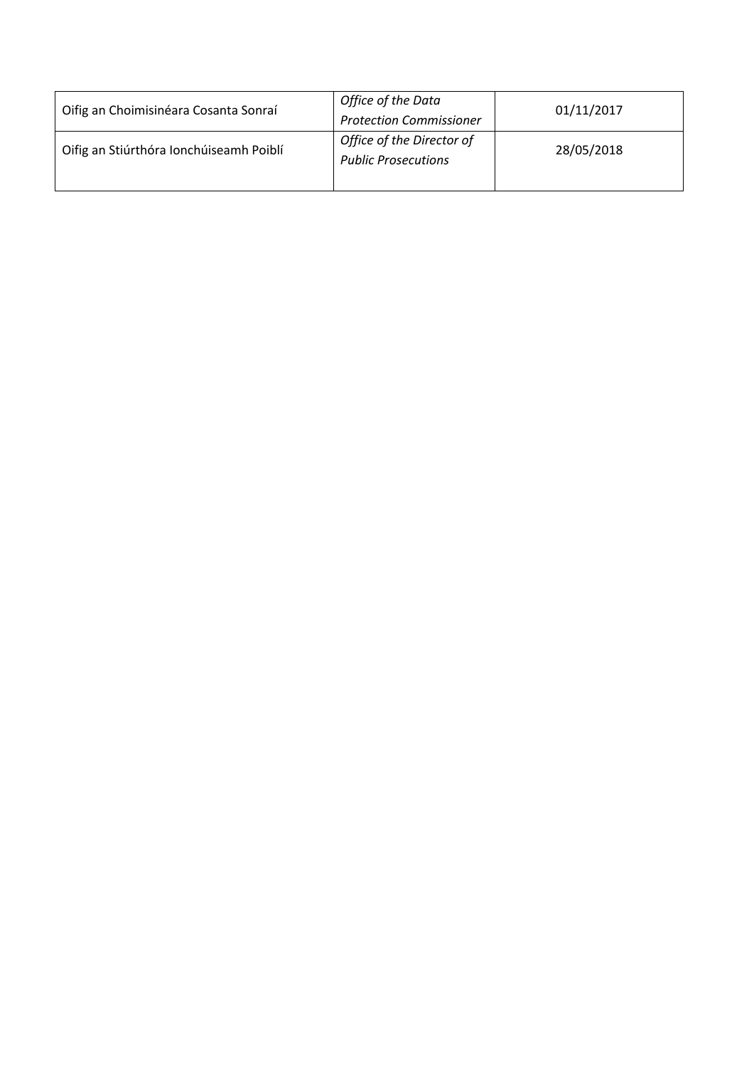| | | |
|---|---|---|
| Oifig an Choimisinéara Cosanta Sonraí | *Office of the Data Protection Commissioner* | 01/11/2017 |
| Oifig an Stiúrthóra Ionchúiseamh Poiblí | *Office of the Director of Public Prosecutions* | 28/05/2018 |